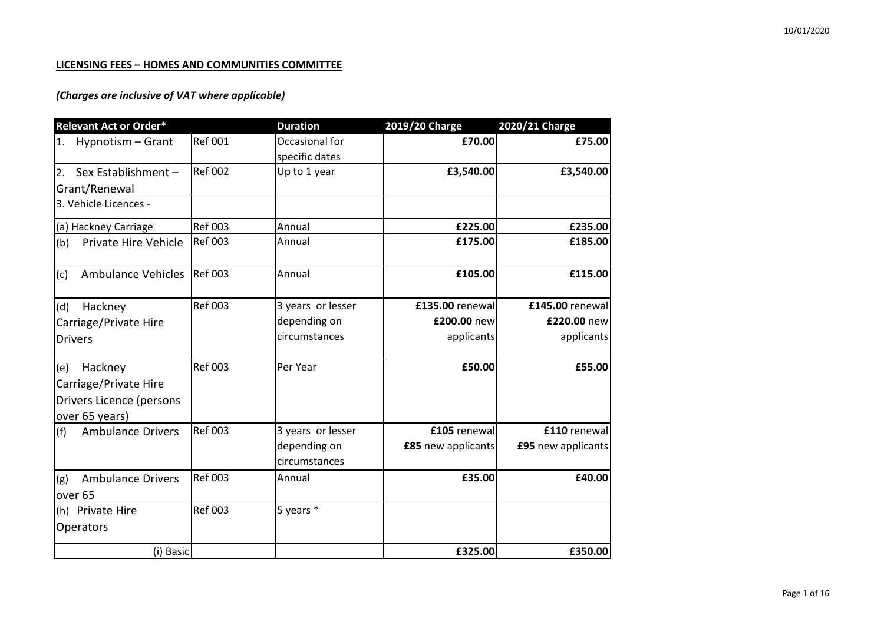10/01/2020

**LICENSING FEES – HOMES AND COMMUNITIES COMMITTEE**

***(Charges are inclusive of VAT where applicable)***

| Relevant Act or Order* | | Duration | 2019/20 Charge | 2020/21 Charge |
|---|---|---|---|---|
| 1. Hypnotism – Grant | Ref 001 | Occasional for specific dates | **£70.00** | **£75.00** |
| 2. Sex Establishment – Grant/Renewal | Ref 002 | Up to 1 year | **£3,540.00** | **£3,540.00** |
| 3. Vehicle Licences - | | | | |
| (a) Hackney Carriage | Ref 003 | Annual | **£225.00** | **£235.00** |
| (b) Private Hire Vehicle | Ref 003 | Annual | **£175.00** | **£185.00** |
| (c) Ambulance Vehicles | Ref 003 | Annual | **£105.00** | **£115.00** |
| (d) Hackney Carriage/Private Hire Drivers | Ref 003 | 3 years or lesser depending on circumstances | **£135.00** renewal **£200.00** new applicants | **£145.00** renewal **£220.00** new applicants |
| (e) Hackney Carriage/Private Hire Drivers Licence (persons over 65 years) | Ref 003 | Per Year | **£50.00** | **£55.00** |
| (f) Ambulance Drivers | Ref 003 | 3 years or lesser depending on circumstances | **£105** renewal **£85** new applicants | **£110** renewal **£95** new applicants |
| (g) Ambulance Drivers over 65 | Ref 003 | Annual | **£35.00** | **£40.00** |
| (h) Private Hire Operators | Ref 003 | 5 years * | | |
| (i) Basic | | | **£325.00** | **£350.00** |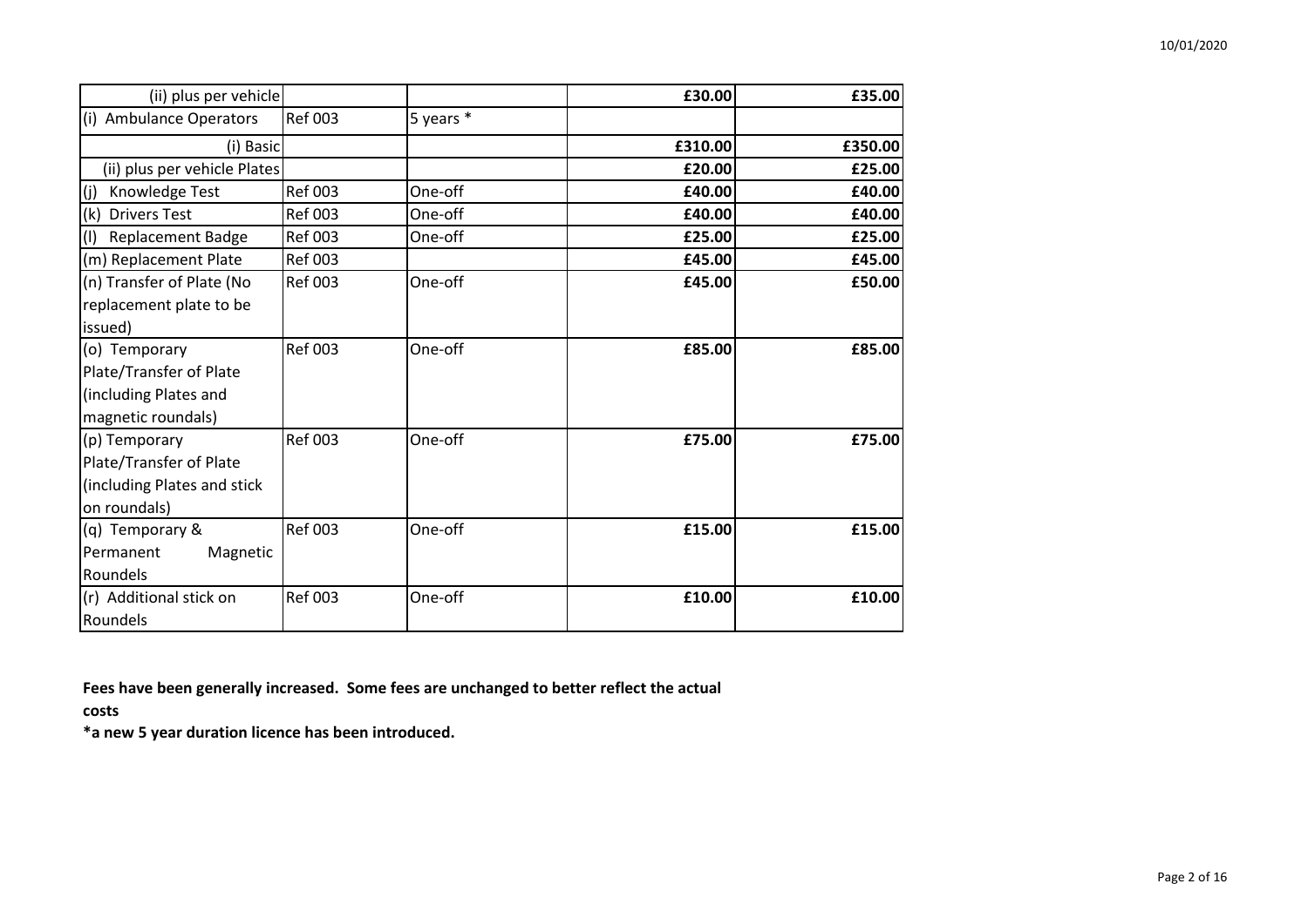| | | | | |
|---|---|---|---|---|
| (ii) plus per vehicle | | | **£30.00** | **£35.00** |
| (i) Ambulance Operators | Ref 003 | 5 years * | | |
| (i) Basic | | | **£310.00** | **£350.00** |
| (ii) plus per vehicle Plates | | | **£20.00** | **£25.00** |
| (j) Knowledge Test | Ref 003 | One-off | **£40.00** | **£40.00** |
| (k) Drivers Test | Ref 003 | One-off | **£40.00** | **£40.00** |
| (l) Replacement Badge | Ref 003 | One-off | **£25.00** | **£25.00** |
| (m) Replacement Plate | Ref 003 | | **£45.00** | **£45.00** |
| (n) Transfer of Plate (No replacement plate to be issued) | Ref 003 | One-off | **£45.00** | **£50.00** |
| (o) Temporary Plate/Transfer of Plate (including Plates and magnetic roundals) | Ref 003 | One-off | **£85.00** | **£85.00** |
| (p) Temporary Plate/Transfer of Plate (including Plates and stick on roundals) | Ref 003 | One-off | **£75.00** | **£75.00** |
| (q) Temporary & Permanent Magnetic Roundels | Ref 003 | One-off | **£15.00** | **£15.00** |
| (r) Additional stick on Roundels | Ref 003 | One-off | **£10.00** | **£10.00** |

**Fees have been generally increased. Some fees are unchanged to better reflect the actual costs**

***a new 5 year duration licence has been introduced.**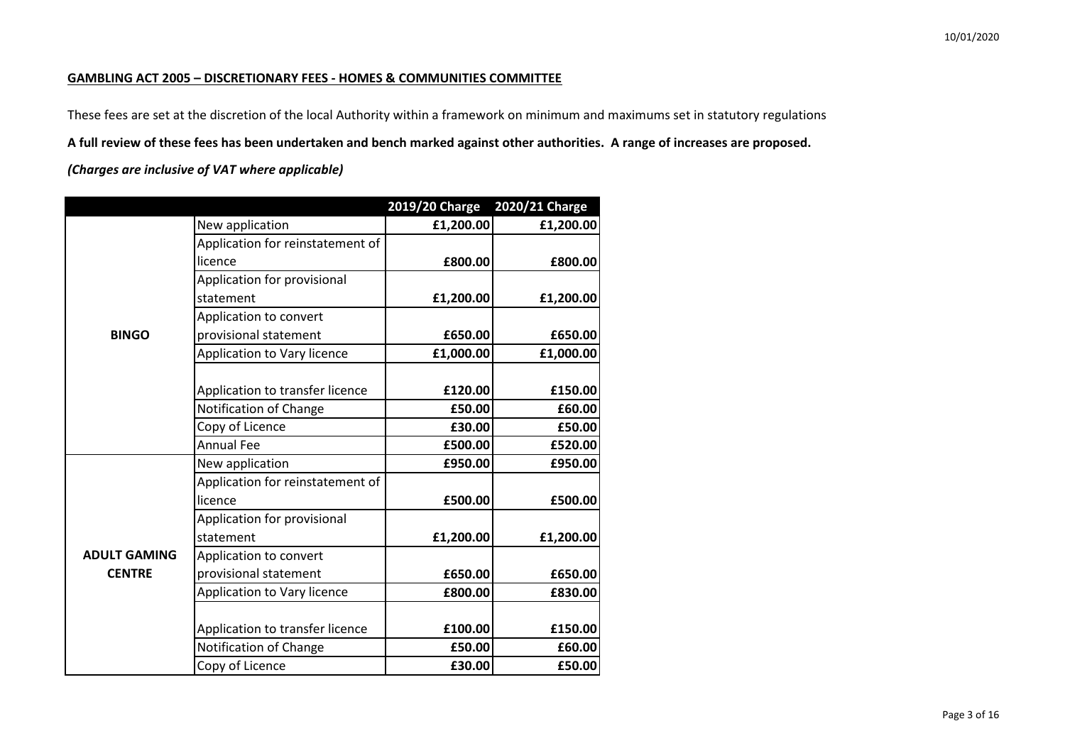## GAMBLING ACT 2005 – DISCRETIONARY FEES - HOMES & COMMUNITIES COMMITTEE

These fees are set at the discretion of the local Authority within a framework on minimum and maximums set in statutory regulations

**A full review of these fees has been undertaken and bench marked against other authorities. A range of increases are proposed.**

***(Charges are inclusive of VAT where applicable)***

| | | 2019/20 Charge | 2020/21 Charge |
|---|---|---|---|
| **BINGO** | New application | **£1,200.00** | **£1,200.00** |
| | Application for reinstatement of licence | **£800.00** | **£800.00** |
| | Application for provisional statement | **£1,200.00** | **£1,200.00** |
| | Application to convert provisional statement | **£650.00** | **£650.00** |
| | Application to Vary licence | **£1,000.00** | **£1,000.00** |
| | Application to transfer licence | **£120.00** | **£150.00** |
| | Notification of Change | **£50.00** | **£60.00** |
| | Copy of Licence | **£30.00** | **£50.00** |
| | Annual Fee | **£500.00** | **£520.00** |
| **ADULT GAMING CENTRE** | New application | **£950.00** | **£950.00** |
| | Application for reinstatement of licence | **£500.00** | **£500.00** |
| | Application for provisional statement | **£1,200.00** | **£1,200.00** |
| | Application to convert provisional statement | **£650.00** | **£650.00** |
| | Application to Vary licence | **£800.00** | **£830.00** |
| | Application to transfer licence | **£100.00** | **£150.00** |
| | Notification of Change | **£50.00** | **£60.00** |
| | Copy of Licence | **£30.00** | **£50.00** |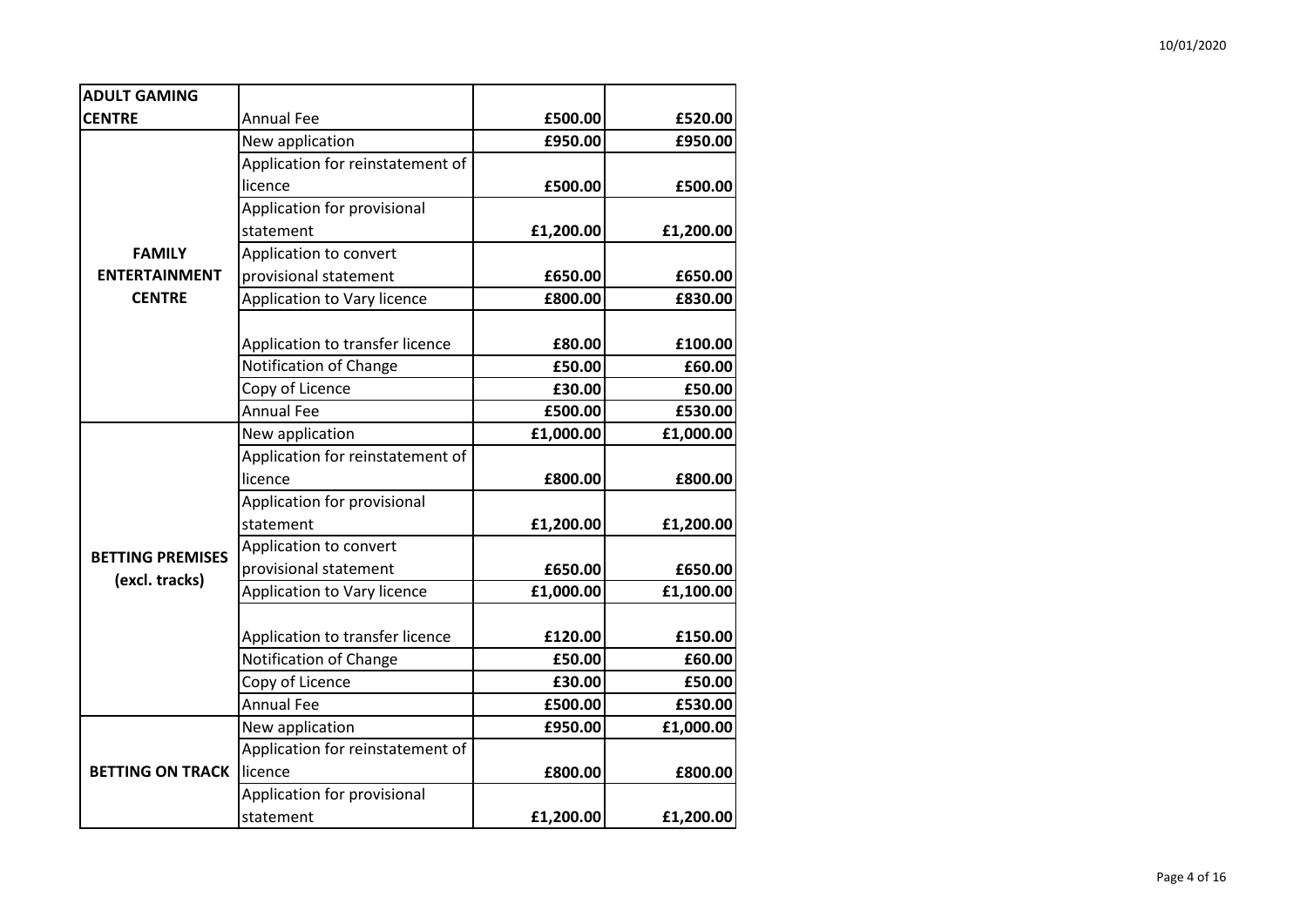| | | | |
|---|---|---|---|
| **ADULT GAMING CENTRE** | Annual Fee | **£500.00** | **£520.00** |
| **FAMILY ENTERTAINMENT CENTRE** | New application | **£950.00** | **£950.00** |
| | Application for reinstatement of licence | **£500.00** | **£500.00** |
| | Application for provisional statement | **£1,200.00** | **£1,200.00** |
| | Application to convert provisional statement | **£650.00** | **£650.00** |
| | Application to Vary licence | **£800.00** | **£830.00** |
| | Application to transfer licence | **£80.00** | **£100.00** |
| | Notification of Change | **£50.00** | **£60.00** |
| | Copy of Licence | **£30.00** | **£50.00** |
| | Annual Fee | **£500.00** | **£530.00** |
| **BETTING PREMISES (excl. tracks)** | New application | **£1,000.00** | **£1,000.00** |
| | Application for reinstatement of licence | **£800.00** | **£800.00** |
| | Application for provisional statement | **£1,200.00** | **£1,200.00** |
| | Application to convert provisional statement | **£650.00** | **£650.00** |
| | Application to Vary licence | **£1,000.00** | **£1,100.00** |
| | Application to transfer licence | **£120.00** | **£150.00** |
| | Notification of Change | **£50.00** | **£60.00** |
| | Copy of Licence | **£30.00** | **£50.00** |
| | Annual Fee | **£500.00** | **£530.00** |
| **BETTING ON TRACK** | New application | **£950.00** | **£1,000.00** |
| | Application for reinstatement of licence | **£800.00** | **£800.00** |
| | Application for provisional statement | **£1,200.00** | **£1,200.00** |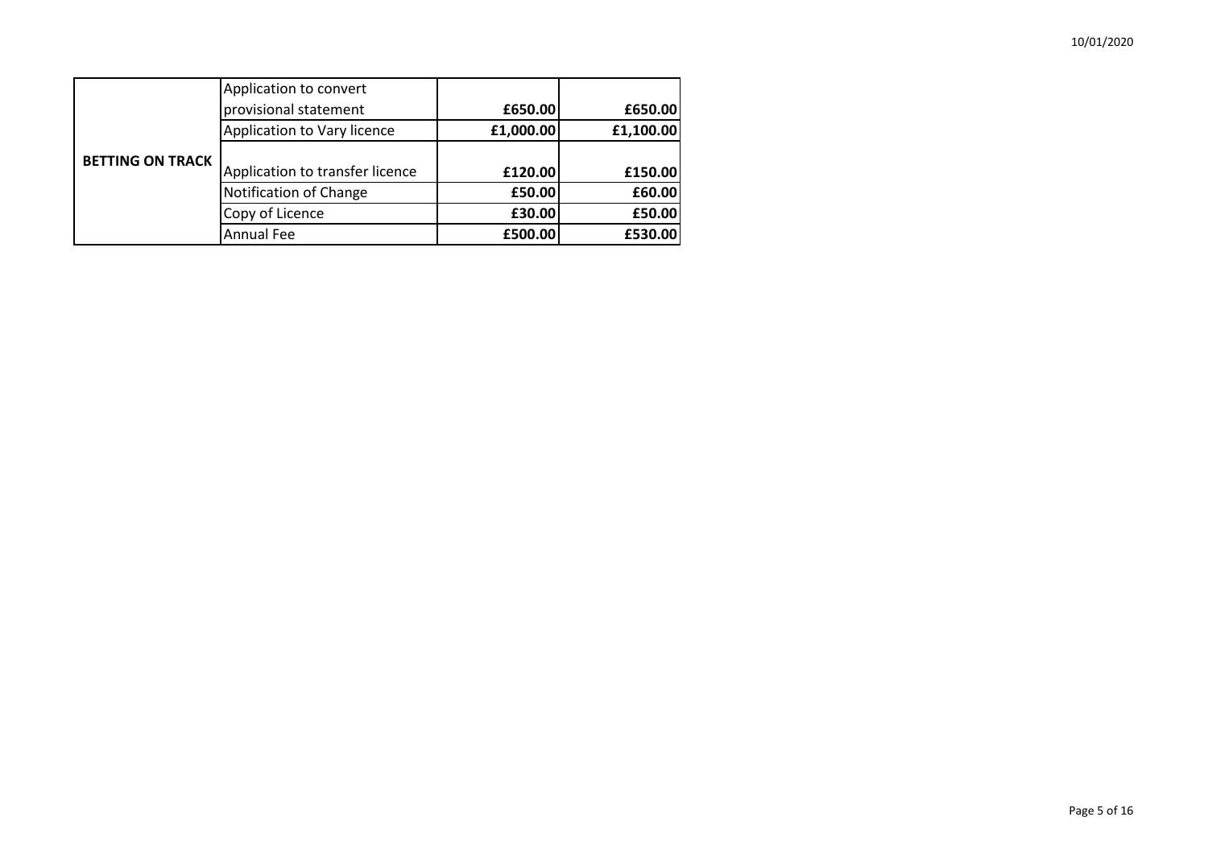| | | | |
|---|---|---|---|
| **BETTING ON TRACK** | Application to convert provisional statement | **£650.00** | **£650.00** |
| | Application to Vary licence | **£1,000.00** | **£1,100.00** |
| | Application to transfer licence | **£120.00** | **£150.00** |
| | Notification of Change | **£50.00** | **£60.00** |
| | Copy of Licence | **£30.00** | **£50.00** |
| | Annual Fee | **£500.00** | **£530.00** |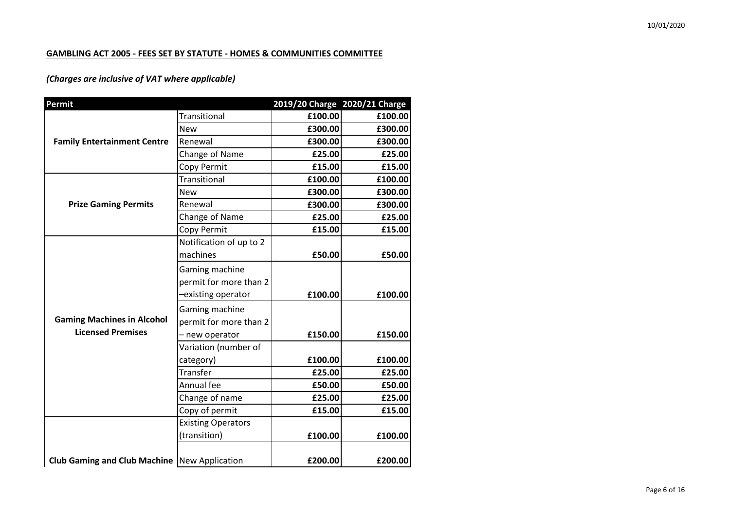**GAMBLING ACT 2005 - FEES SET BY STATUTE - HOMES & COMMUNITIES COMMITTEE**

***(Charges are inclusive of VAT where applicable)***

| Permit | | 2019/20 Charge | 2020/21 Charge |
|---|---|---|---|
| **Family Entertainment Centre** | Transitional | **£100.00** | **£100.00** |
| | New | **£300.00** | **£300.00** |
| | Renewal | **£300.00** | **£300.00** |
| | Change of Name | **£25.00** | **£25.00** |
| | Copy Permit | **£15.00** | **£15.00** |
| **Prize Gaming Permits** | Transitional | **£100.00** | **£100.00** |
| | New | **£300.00** | **£300.00** |
| | Renewal | **£300.00** | **£300.00** |
| | Change of Name | **£25.00** | **£25.00** |
| | Copy Permit | **£15.00** | **£15.00** |
| **Gaming Machines in Alcohol Licensed Premises** | Notification of up to 2 machines | **£50.00** | **£50.00** |
| | Gaming machine permit for more than 2 –existing operator | **£100.00** | **£100.00** |
| | Gaming machine permit for more than 2 – new operator | **£150.00** | **£150.00** |
| | Variation (number of category) | **£100.00** | **£100.00** |
| | Transfer | **£25.00** | **£25.00** |
| | Annual fee | **£50.00** | **£50.00** |
| | Change of name | **£25.00** | **£25.00** |
| | Copy of permit | **£15.00** | **£15.00** |
| **Club Gaming and Club Machine** | Existing Operators (transition) | **£100.00** | **£100.00** |
| | New Application | **£200.00** | **£200.00** |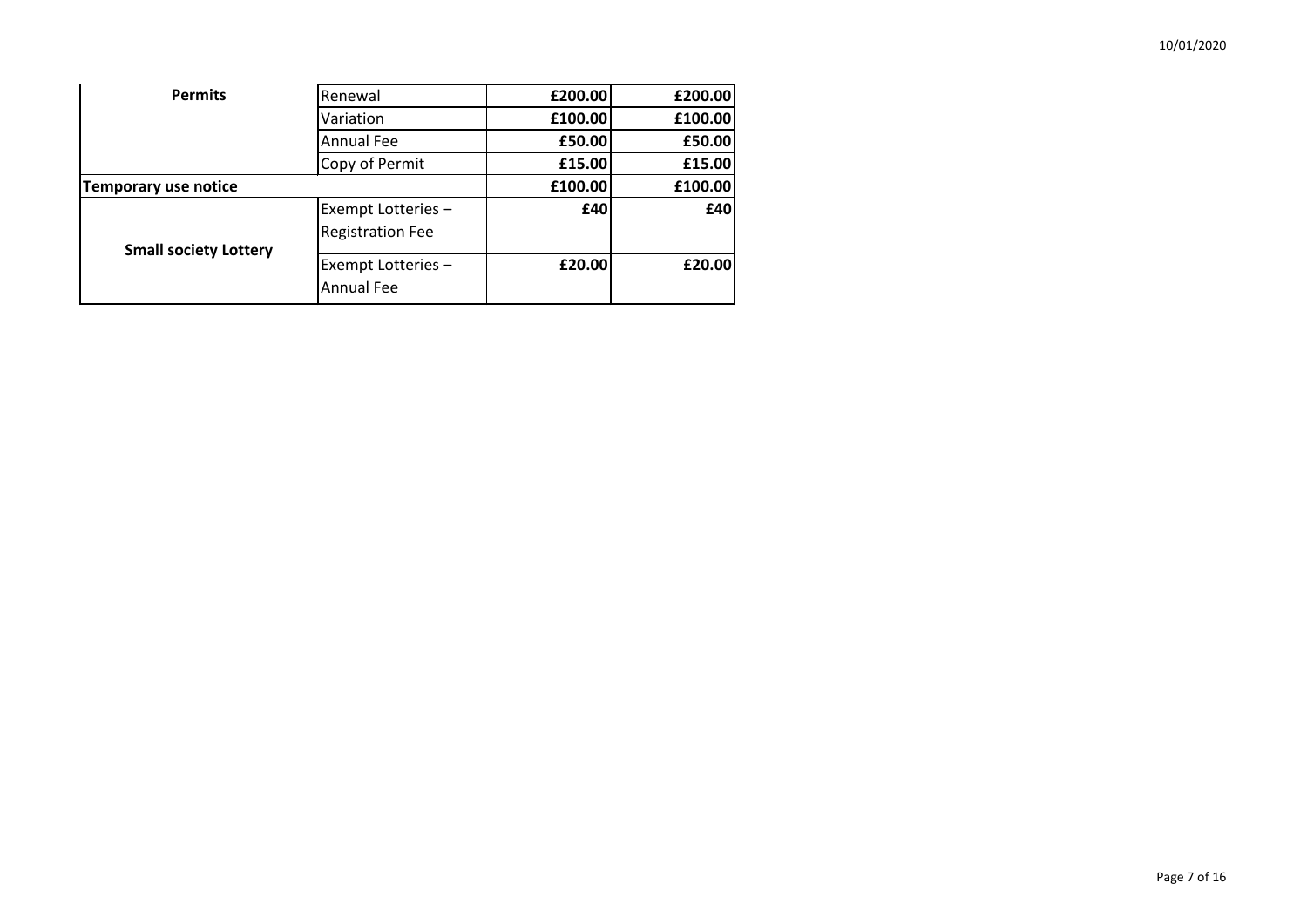| | | | |
|---|---|---|---|
| **Permits** | Renewal | **£200.00** | **£200.00** |
| | Variation | **£100.00** | **£100.00** |
| | Annual Fee | **£50.00** | **£50.00** |
| | Copy of Permit | **£15.00** | **£15.00** |
| **Temporary use notice** | | **£100.00** | **£100.00** |
| **Small society Lottery** | Exempt Lotteries – Registration Fee | **£40** | **£40** |
| | Exempt Lotteries – Annual Fee | **£20.00** | **£20.00** |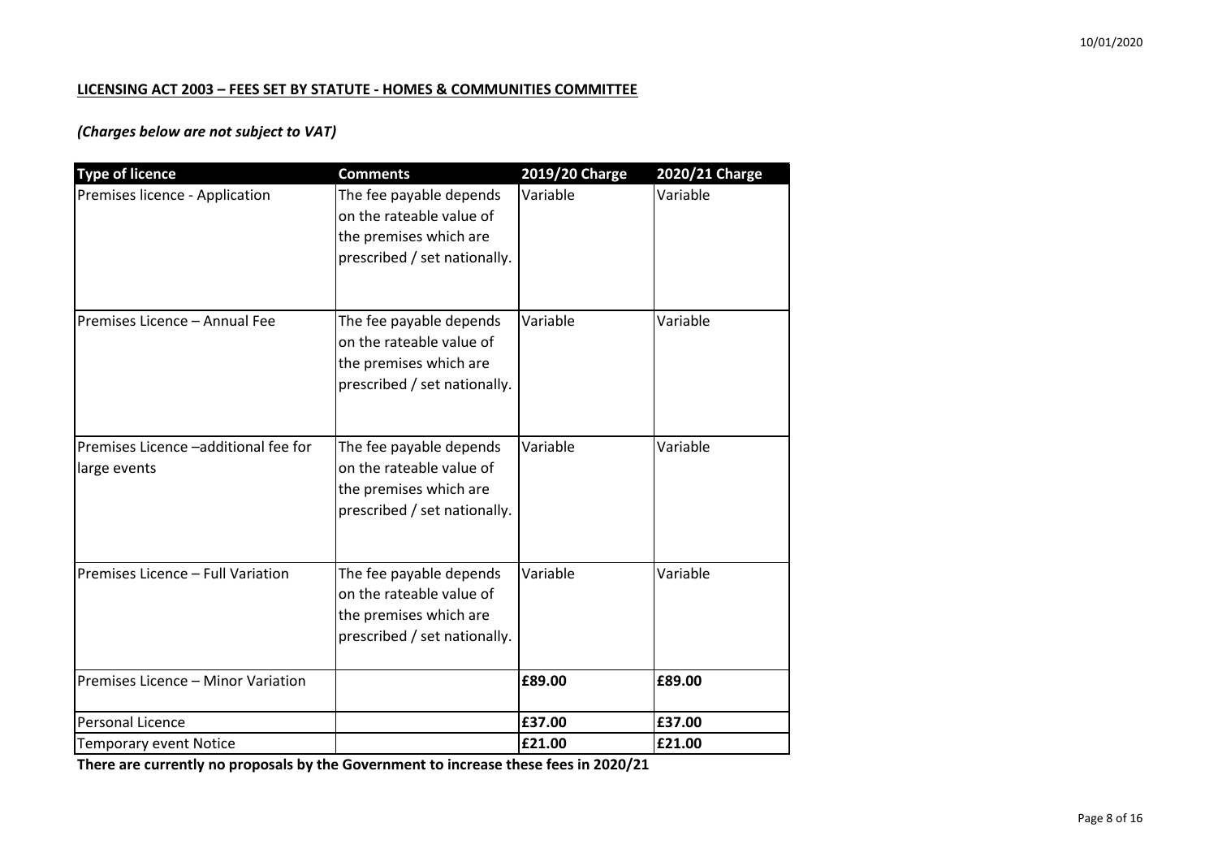**LICENSING ACT 2003 – FEES SET BY STATUTE - HOMES & COMMUNITIES COMMITTEE**

***(Charges below are not subject to VAT)***

| Type of licence | Comments | 2019/20 Charge | 2020/21 Charge |
|---|---|---|---|
| Premises licence - Application | The fee payable depends on the rateable value of the premises which are prescribed / set nationally. | Variable | Variable |
| Premises Licence – Annual Fee | The fee payable depends on the rateable value of the premises which are prescribed / set nationally. | Variable | Variable |
| Premises Licence –additional fee for large events | The fee payable depends on the rateable value of the premises which are prescribed / set nationally. | Variable | Variable |
| Premises Licence – Full Variation | The fee payable depends on the rateable value of the premises which are prescribed / set nationally. | Variable | Variable |
| Premises Licence – Minor Variation | | **£89.00** | **£89.00** |
| Personal Licence | | **£37.00** | **£37.00** |
| Temporary event Notice | | **£21.00** | **£21.00** |

**There are currently no proposals by the Government to increase these fees in 2020/21**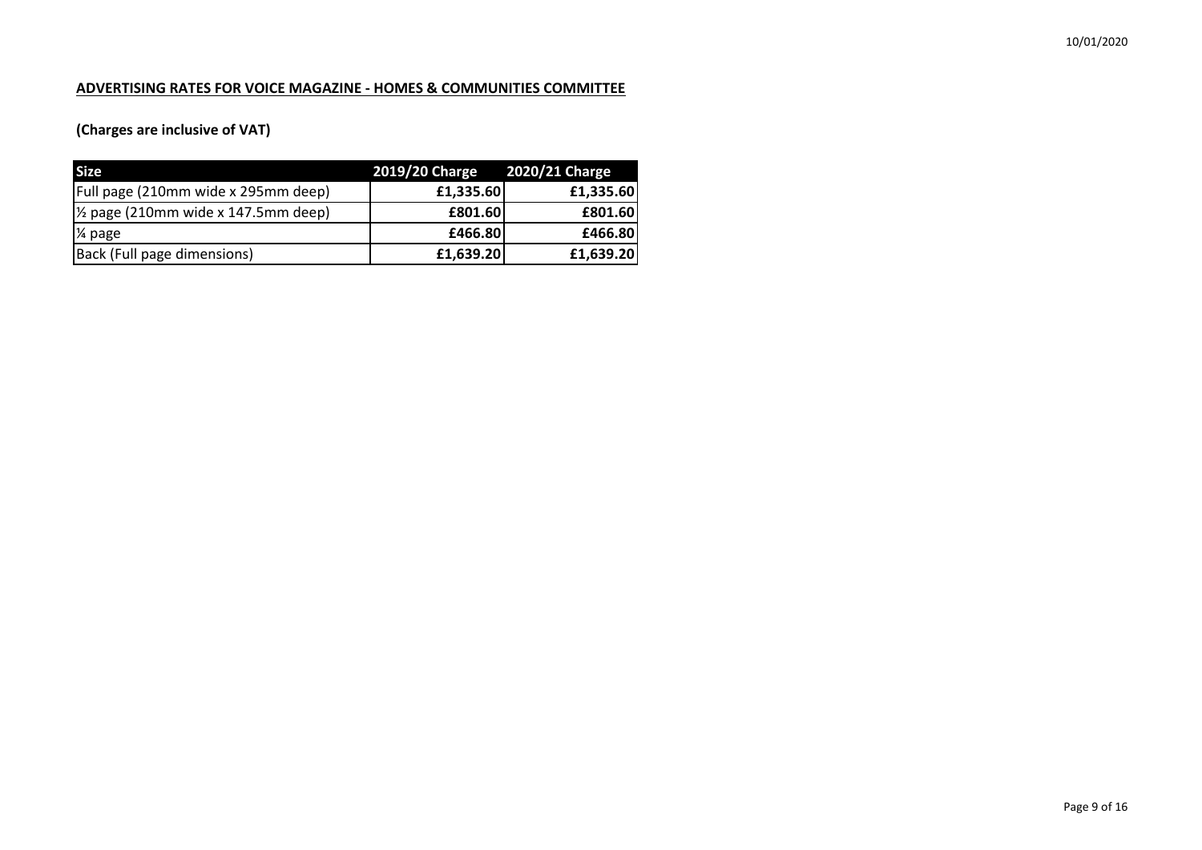**ADVERTISING RATES FOR VOICE MAGAZINE - HOMES & COMMUNITIES COMMITTEE**

**(Charges are inclusive of VAT)**

| Size | 2019/20 Charge | 2020/21 Charge |
| --- | --- | --- |
| Full page (210mm wide x 295mm deep) | **£1,335.60** | **£1,335.60** |
| ½ page (210mm wide x 147.5mm deep) | **£801.60** | **£801.60** |
| ¼ page | **£466.80** | **£466.80** |
| Back (Full page dimensions) | **£1,639.20** | **£1,639.20** |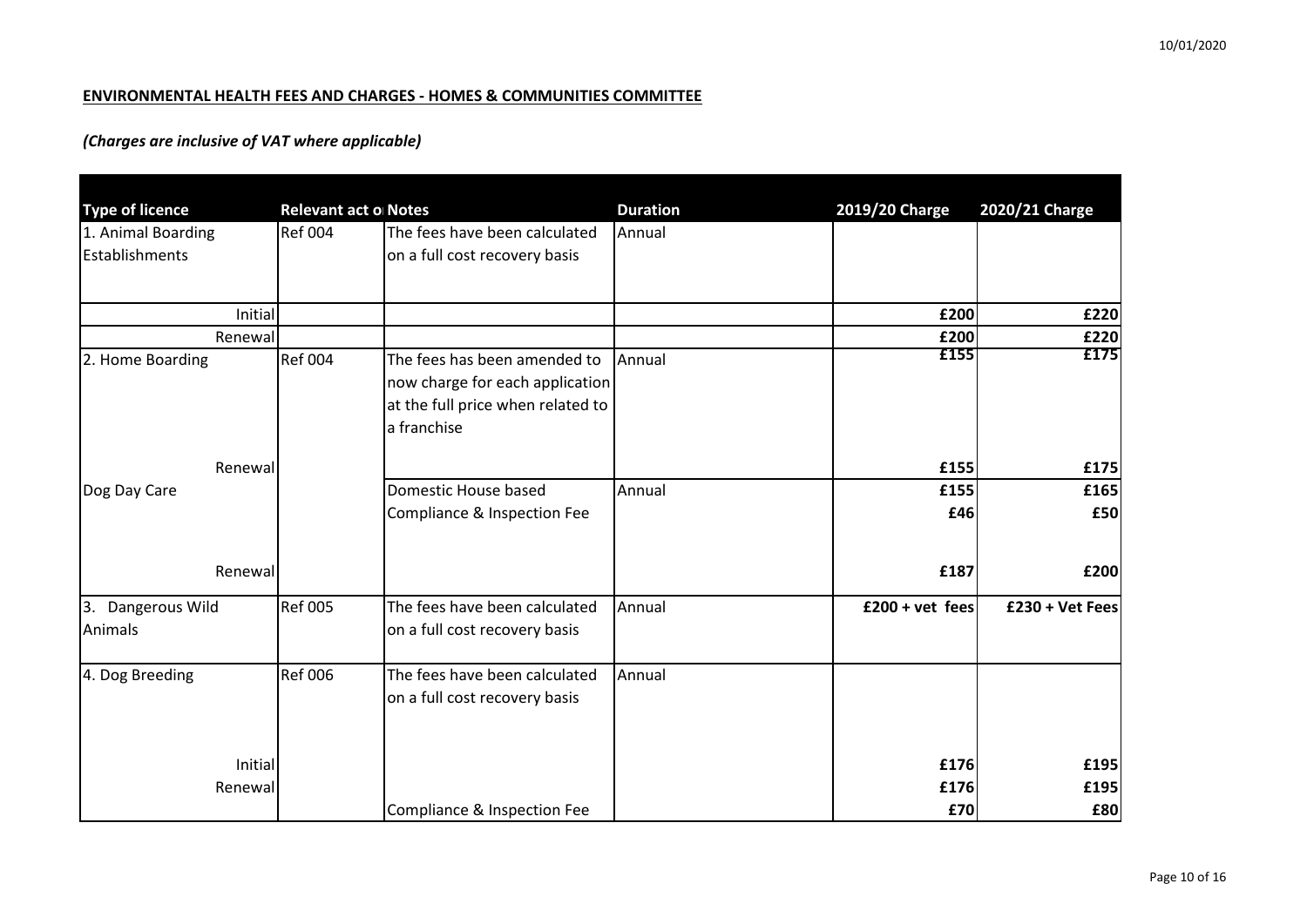10/01/2020

**ENVIRONMENTAL HEALTH FEES AND CHARGES - HOMES & COMMUNITIES COMMITTEE**

***(Charges are inclusive of VAT where applicable)***

| Type of licence | Relevant act o | Notes | Duration | 2019/20 Charge | 2020/21 Charge |
|---|---|---|---|---|---|
| 1. Animal Boarding Establishments | Ref 004 | The fees have been calculated on a full cost recovery basis | Annual | | |
| Initial | | | | £200 | £220 |
| Renewal | | | | £200 | £220 |
| 2. Home Boarding | Ref 004 | The fees has been amended to now charge for each application at the full price when related to a franchise | Annual | £155 | £175 |
| Renewal | | | | £155 | £175 |
| Dog Day Care | | Domestic House based | Annual | £155 | £165 |
| | | Compliance & Inspection Fee | | £46 | £50 |
| Renewal | | | | £187 | £200 |
| 3. Dangerous Wild Animals | Ref 005 | The fees have been calculated on a full cost recovery basis | Annual | £200 + vet fees | £230 + Vet Fees |
| 4. Dog Breeding | Ref 006 | The fees have been calculated on a full cost recovery basis | Annual | | |
| Initial | | | | £176 | £195 |
| Renewal | | | | £176 | £195 |
| | | Compliance & Inspection Fee | | £70 | £80 |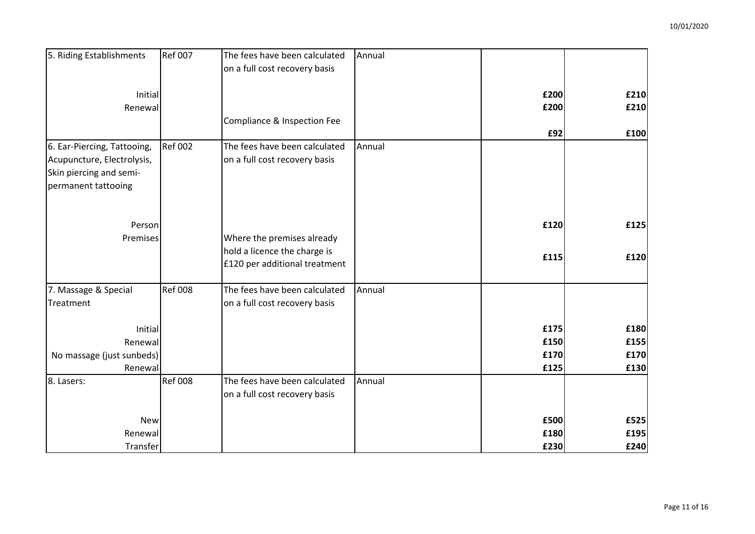| | | | | | |
|---|---|---|---|---|---|
| 5. Riding Establishments | Ref 007 | The fees have been calculated on a full cost recovery basis | Annual | | |
| Initial | | | | £200 | £210 |
| Renewal | | | | £200 | £210 |
| | | Compliance & Inspection Fee | | £92 | £100 |
| 6. Ear-Piercing, Tattooing, Acupuncture, Electrolysis, Skin piercing and semi-permanent tattooing | Ref 002 | The fees have been calculated on a full cost recovery basis | Annual | | |
| Person | | | | £120 | £125 |
| Premises | | Where the premises already hold a licence the charge is £120 per additional treatment | | £115 | £120 |
| 7. Massage & Special Treatment | Ref 008 | The fees have been calculated on a full cost recovery basis | Annual | | |
| Initial | | | | £175 | £180 |
| Renewal | | | | £150 | £155 |
| No massage (just sunbeds) | | | | £170 | £170 |
| Renewal | | | | £125 | £130 |
| 8. Lasers: | Ref 008 | The fees have been calculated on a full cost recovery basis | Annual | | |
| New | | | | £500 | £525 |
| Renewal | | | | £180 | £195 |
| Transfer | | | | £230 | £240 |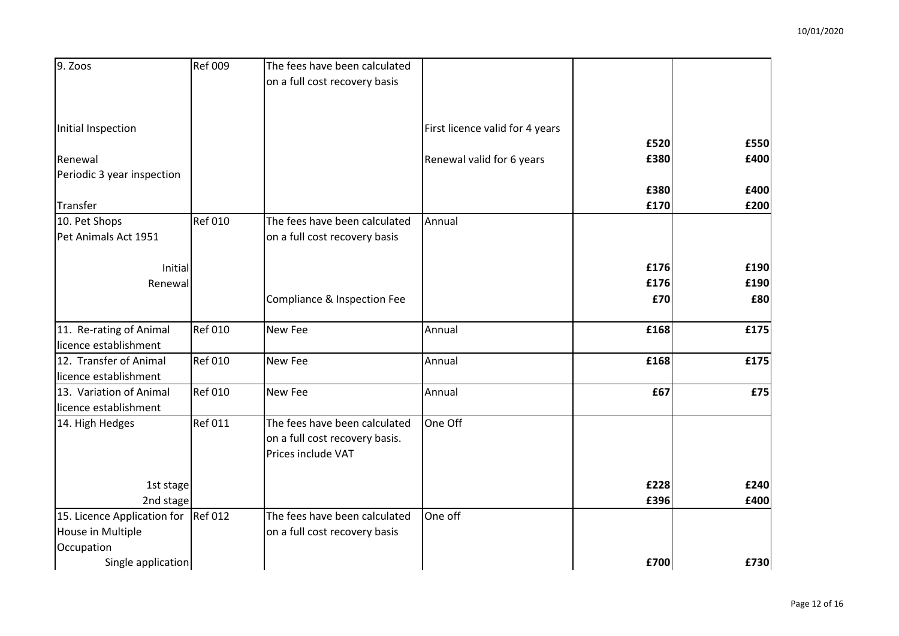| | | | | | |
|---|---|---|---|---|---|
| 9. Zoos | Ref 009 | The fees have been calculated on a full cost recovery basis | | | |
| Initial Inspection | | | First licence valid for 4 years | £520 | £550 |
| Renewal | | | Renewal valid for 6 years | £380 | £400 |
| Periodic 3 year inspection | | | | £380 | £400 |
| Transfer | | | | £170 | £200 |
| 10. Pet Shops<br>Pet Animals Act 1951 | Ref 010 | The fees have been calculated on a full cost recovery basis | Annual | | |
| Initial | | | | £176 | £190 |
| Renewal | | | | £176 | £190 |
| | | Compliance & Inspection Fee | | £70 | £80 |
| 11. Re-rating of Animal licence establishment | Ref 010 | New Fee | Annual | £168 | £175 |
| 12. Transfer of Animal licence establishment | Ref 010 | New Fee | Annual | £168 | £175 |
| 13. Variation of Animal licence establishment | Ref 010 | New Fee | Annual | £67 | £75 |
| 14. High Hedges | Ref 011 | The fees have been calculated on a full cost recovery basis. Prices include VAT | One Off | | |
| 1st stage | | | | £228 | £240 |
| 2nd stage | | | | £396 | £400 |
| 15. Licence Application for House in Multiple Occupation | Ref 012 | The fees have been calculated on a full cost recovery basis | One off | | |
| Single application | | | | £700 | £730 |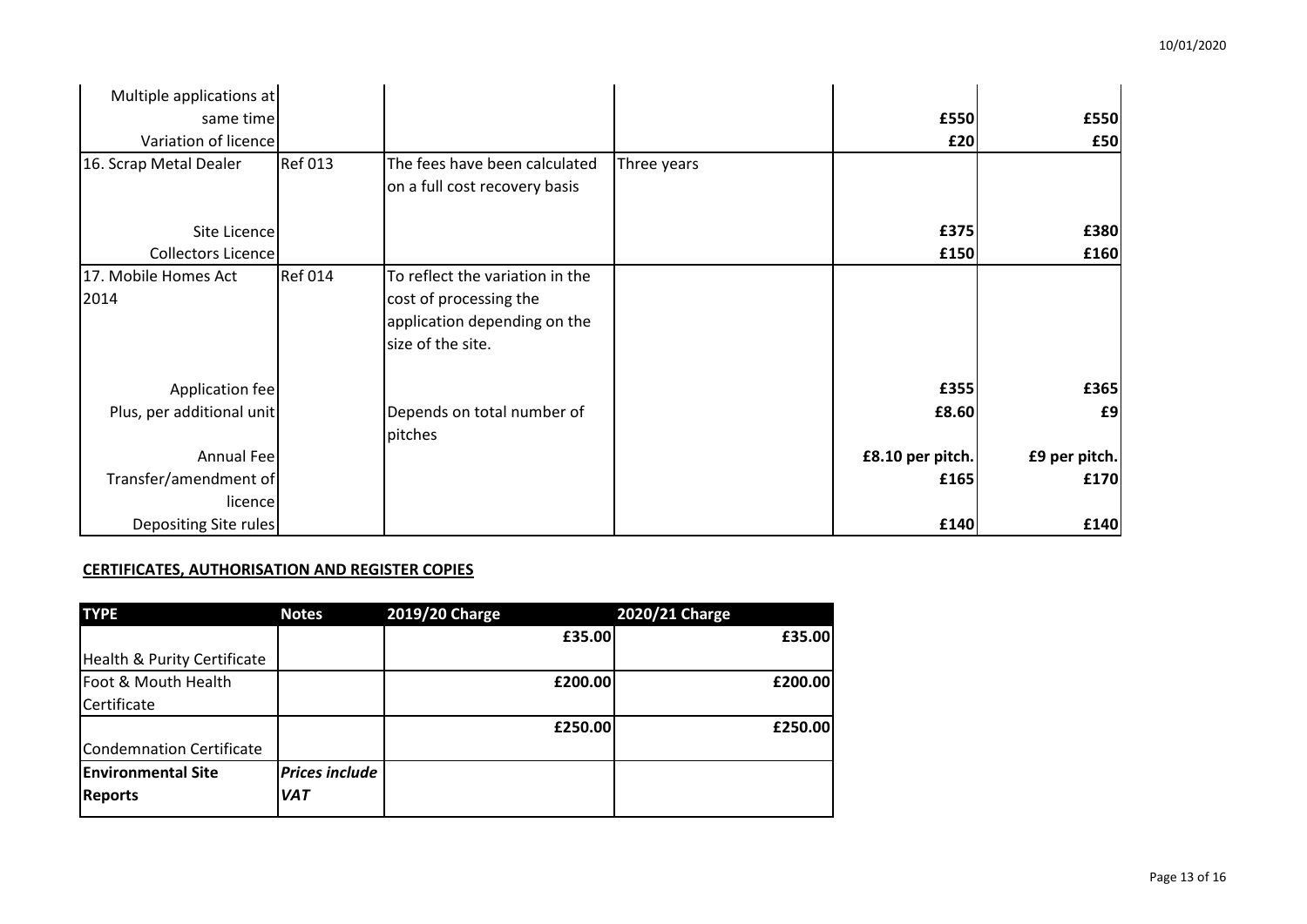| | | | | | |
|---|---|---|---|---|---|
| Multiple applications at same time | | | | £550 | £550 |
| Variation of licence | | | | £20 | £50 |
| 16. Scrap Metal Dealer | Ref 013 | The fees have been calculated on a full cost recovery basis | Three years | | |
| Site Licence | | | | £375 | £380 |
| Collectors Licence | | | | £150 | £160 |
| 17. Mobile Homes Act 2014 | Ref 014 | To reflect the variation in the cost of processing the application depending on the size of the site. | | | |
| Application fee | | | | £355 | £365 |
| Plus, per additional unit | | Depends on total number of pitches | | £8.60 | £9 |
| Annual Fee | | | | £8.10 per pitch. | £9 per pitch. |
| Transfer/amendment of licence | | | | £165 | £170 |
| Depositing Site rules | | | | £140 | £140 |

## CERTIFICATES, AUTHORISATION AND REGISTER COPIES

| TYPE | Notes | 2019/20 Charge | 2020/21 Charge |
|---|---|---|---|
| Health & Purity Certificate | | £35.00 | £35.00 |
| Foot & Mouth Health Certificate | | £200.00 | £200.00 |
| Condemnation Certificate | | £250.00 | £250.00 |
| **Environmental Site Reports** | ***Prices include VAT*** | | |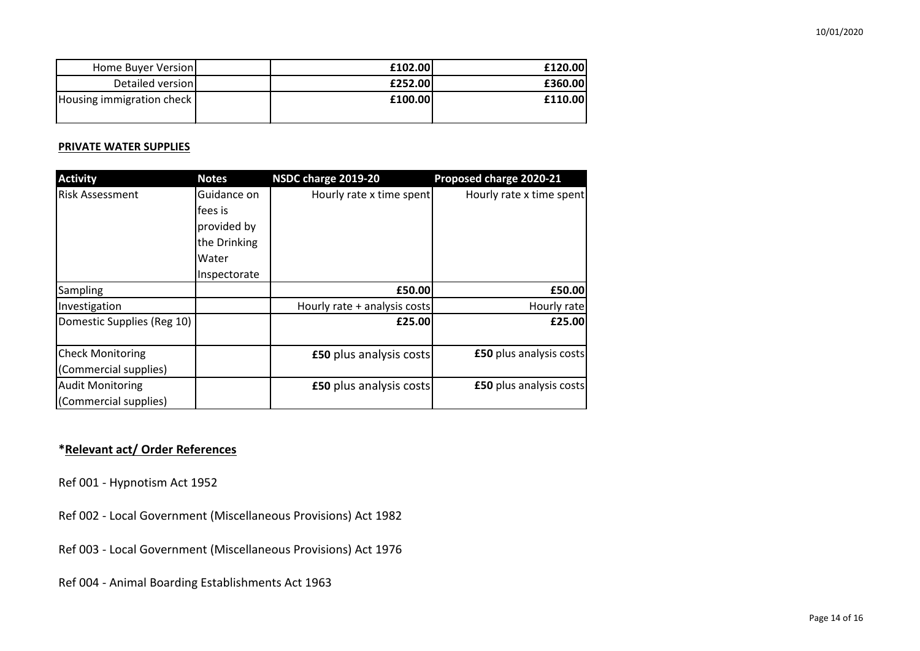| | | | |
|---|---|---|---|
| Home Buyer Version | | **£102.00** | **£120.00** |
| Detailed version | | **£252.00** | **£360.00** |
| Housing immigration check | | **£100.00** | **£110.00** |

**PRIVATE WATER SUPPLIES**

| Activity | Notes | NSDC charge 2019-20 | Proposed charge 2020-21 |
|---|---|---|---|
| Risk Assessment | Guidance on fees is provided by the Drinking Water Inspectorate | Hourly rate x time spent | Hourly rate x time spent |
| Sampling | | **£50.00** | **£50.00** |
| Investigation | | Hourly rate + analysis costs | Hourly rate |
| Domestic Supplies (Reg 10) | | **£25.00** | **£25.00** |
| Check Monitoring (Commercial supplies) | | **£50** plus analysis costs | **£50** plus analysis costs |
| Audit Monitoring (Commercial supplies) | | **£50** plus analysis costs | **£50** plus analysis costs |

## *Relevant act/ Order References

Ref 001 - Hypnotism Act 1952

Ref 002 - Local Government (Miscellaneous Provisions) Act 1982

Ref 003 - Local Government (Miscellaneous Provisions) Act 1976

Ref 004 - Animal Boarding Establishments Act 1963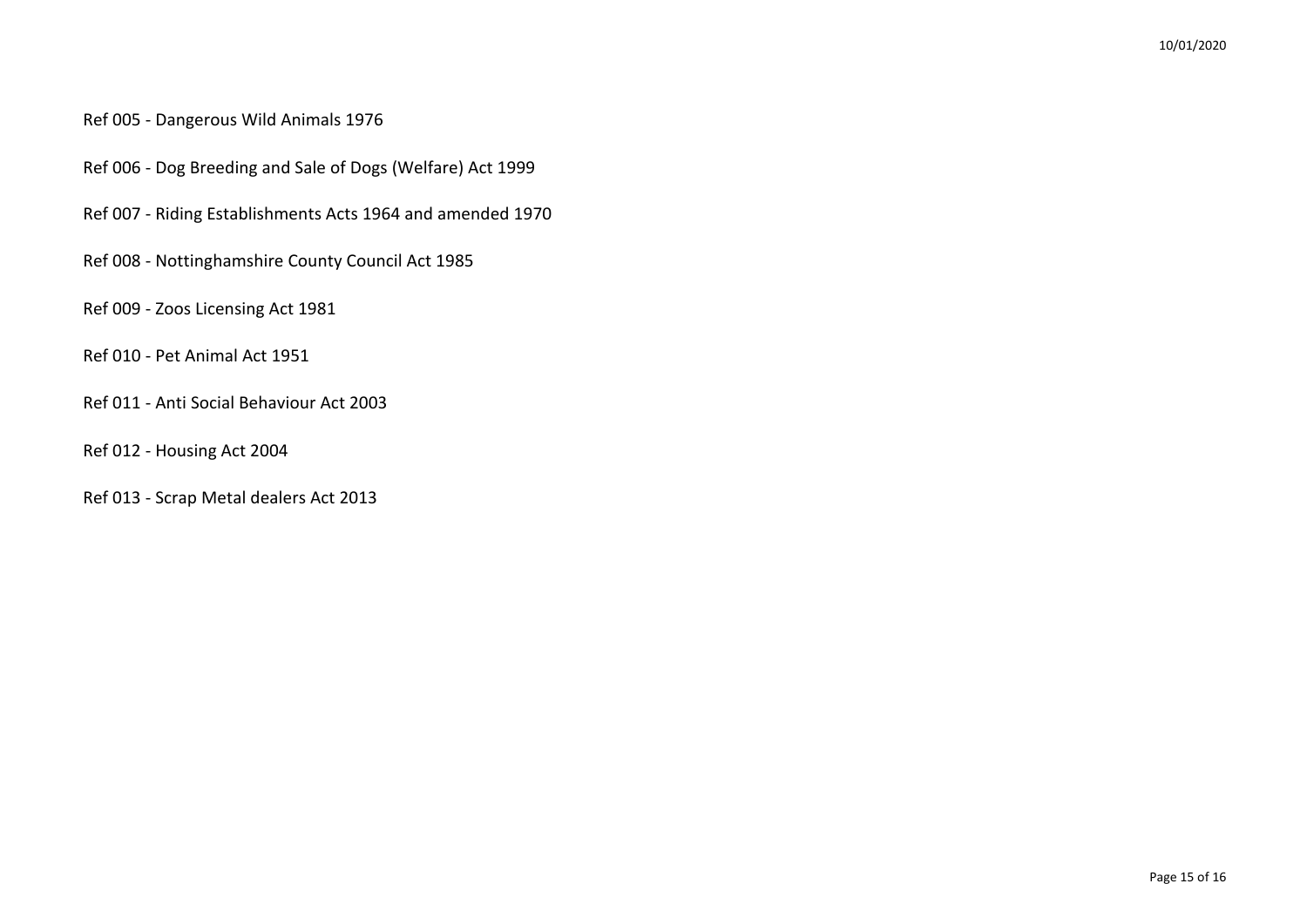Ref 005 - Dangerous Wild Animals 1976

Ref 006 - Dog Breeding and Sale of Dogs (Welfare) Act 1999

Ref 007 - Riding Establishments Acts 1964 and amended 1970

Ref 008 - Nottinghamshire County Council Act 1985

Ref 009 - Zoos Licensing Act 1981

Ref 010 - Pet Animal Act 1951

Ref 011 - Anti Social Behaviour Act 2003

Ref 012 - Housing Act 2004

Ref 013 - Scrap Metal dealers Act 2013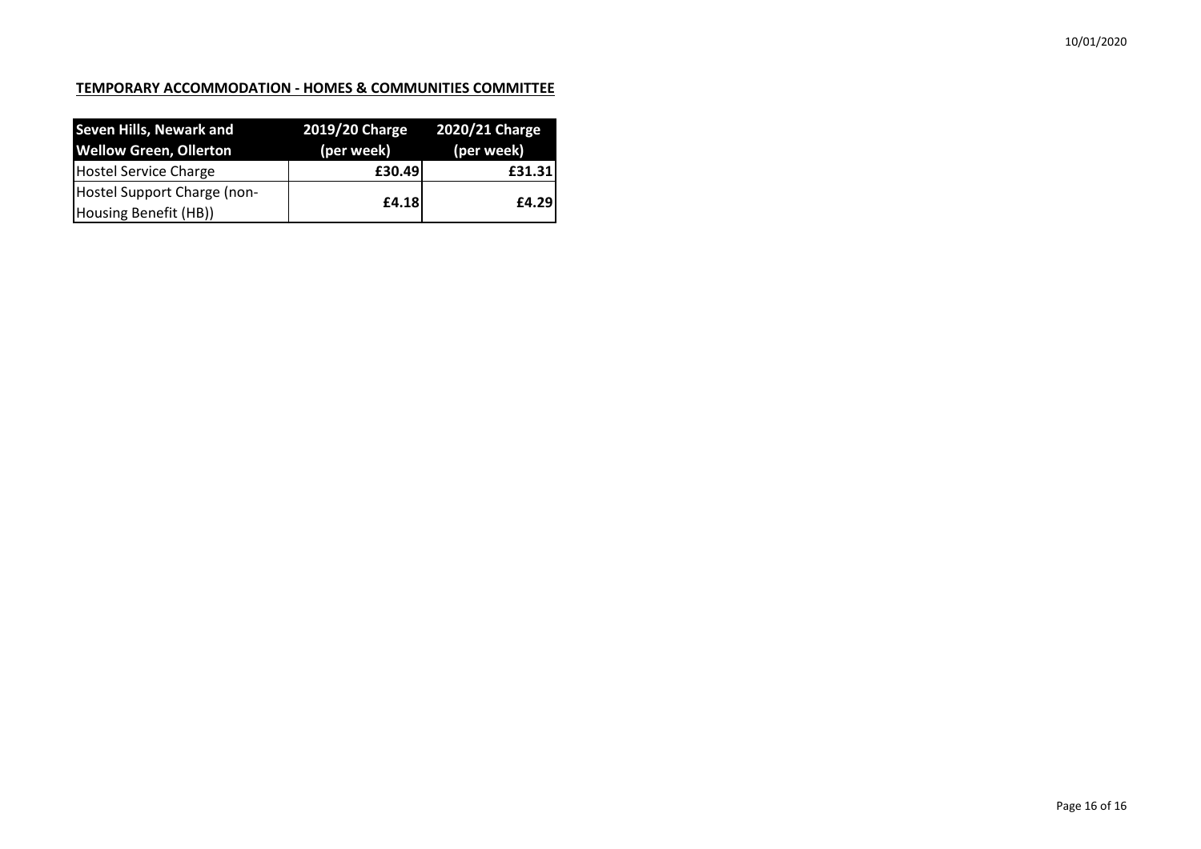10/01/2020

**TEMPORARY ACCOMMODATION - HOMES & COMMUNITIES COMMITTEE**

| Seven Hills, Newark and Wellow Green, Ollerton | 2019/20 Charge (per week) | 2020/21 Charge (per week) |
|---|---|---|
| Hostel Service Charge | **£30.49** | **£31.31** |
| Hostel Support Charge (non-Housing Benefit (HB)) | **£4.18** | **£4.29** |